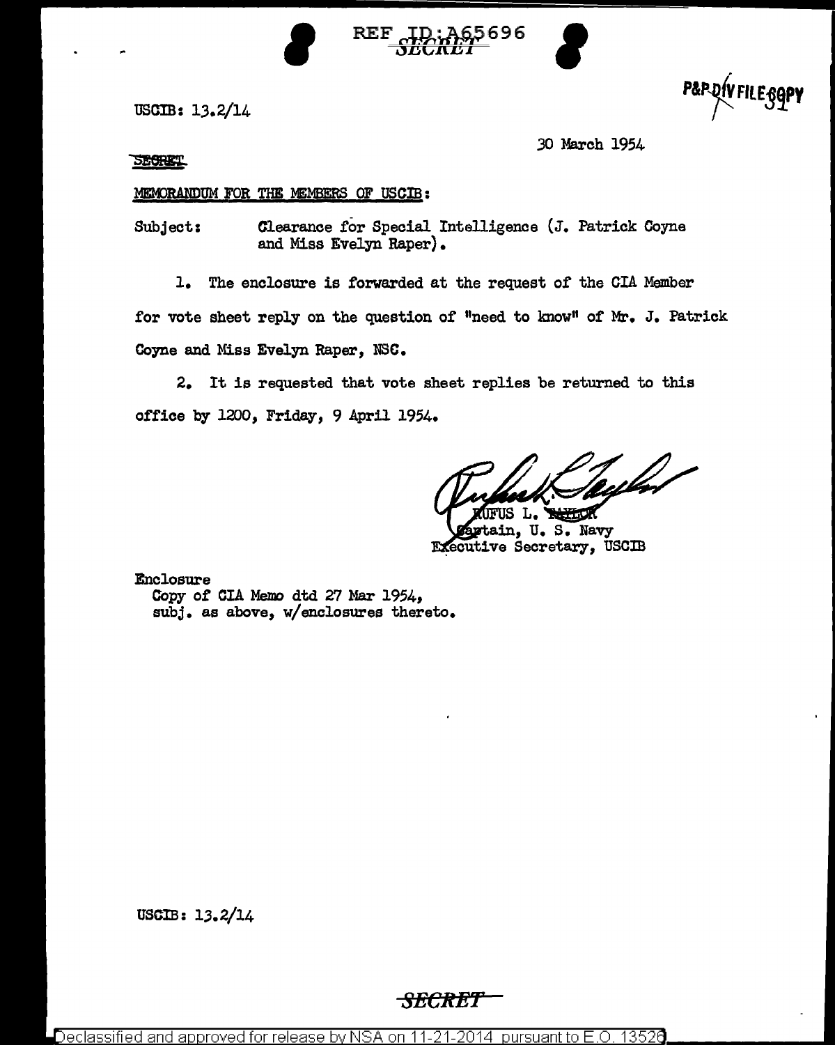REF ID:A65696

SECRET

USCIB: 13.2/14

P&P DIV FILE COPY

30 March 1954

SECRET

MEMORANDUM FOR THE MEMBERS OF USCIB:

Subject: Clearance for Special Intelligence (J. Patrick Coyne and Miss Evelyn Raper).

1. The enclosure is forwarded at the request of the CIA Member for vote sheet reply on the question of "need to know" of Mr. J. Patrick Coyne and Miss Evelyn Raper, NSC.

2. It is requested that vote sheet replies be returned to this office by 1200, Friday, 9 April 1954.

RUFUS L. TAYLOR
Captain, U. S. Navy
Executive Secretary, USCIB

Enclosure
Copy of CIA Memo dtd 27 Mar 1954, subj. as above, w/enclosures thereto.

USCIB: 13.2/14

SECRET

Declassified and approved for release by NSA on 11-21-2014 pursuant to E.O. 13526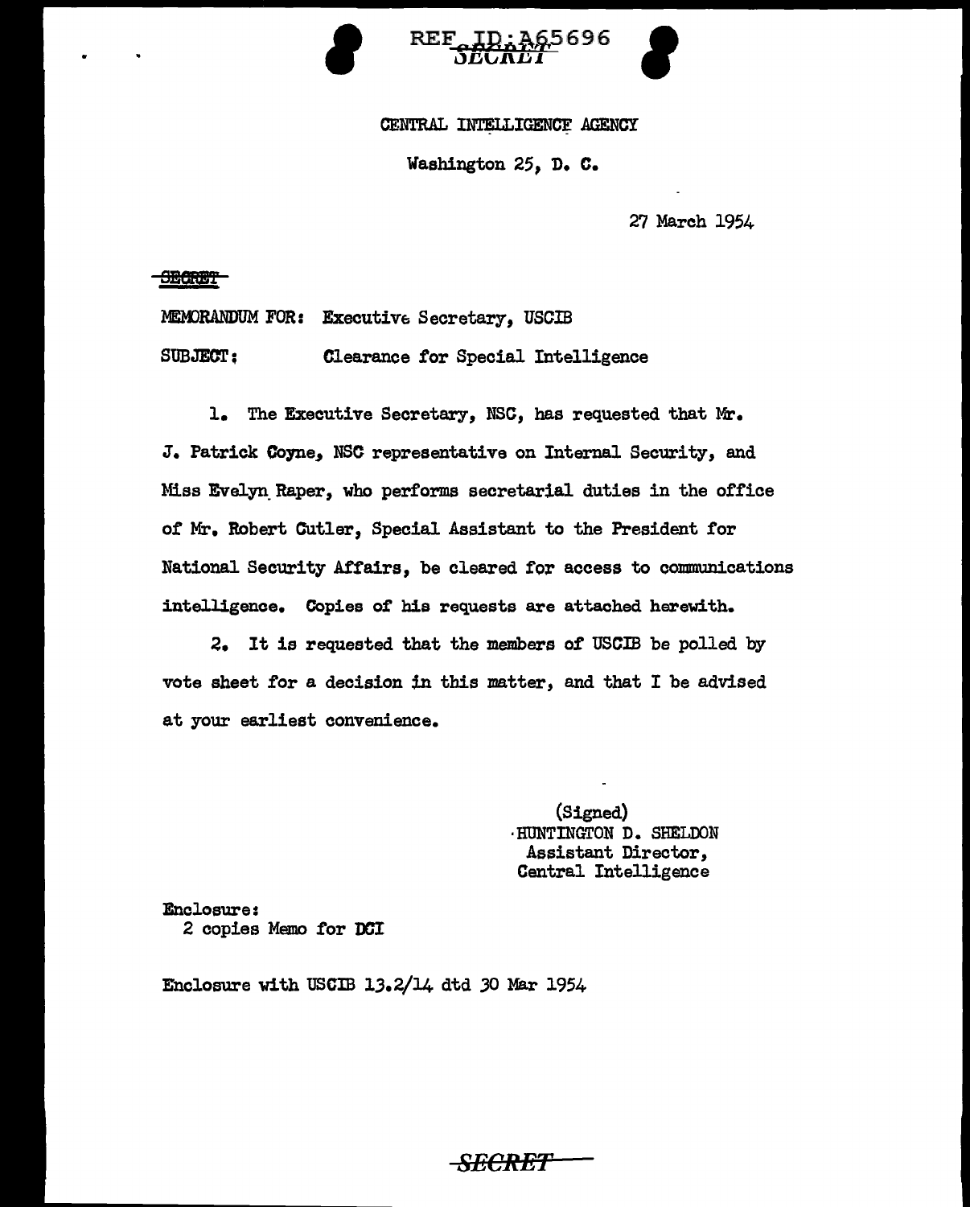REF ID:A65696

SECRET

CENTRAL INTELLIGENCE AGENCY

Washington 25, D. C.

27 March 1954

~~SECRET~~

MEMORANDUM FOR: Executive Secretary, USCIB

SUBJECT: Clearance for Special Intelligence

1. The Executive Secretary, NSC, has requested that Mr. J. Patrick Coyne, NSC representative on Internal Security, and Miss Evelyn Raper, who performs secretarial duties in the office of Mr. Robert Cutler, Special Assistant to the President for National Security Affairs, be cleared for access to communications intelligence. Copies of his requests are attached herewith.

2. It is requested that the members of USCIB be polled by vote sheet for a decision in this matter, and that I be advised at your earliest convenience.

(Signed)
HUNTINGTON D. SHELDON
Assistant Director,
Central Intelligence

Enclosure:
2 copies Memo for DCI

Enclosure with USCIB 13.2/14 dtd 30 Mar 1954

~~SECRET~~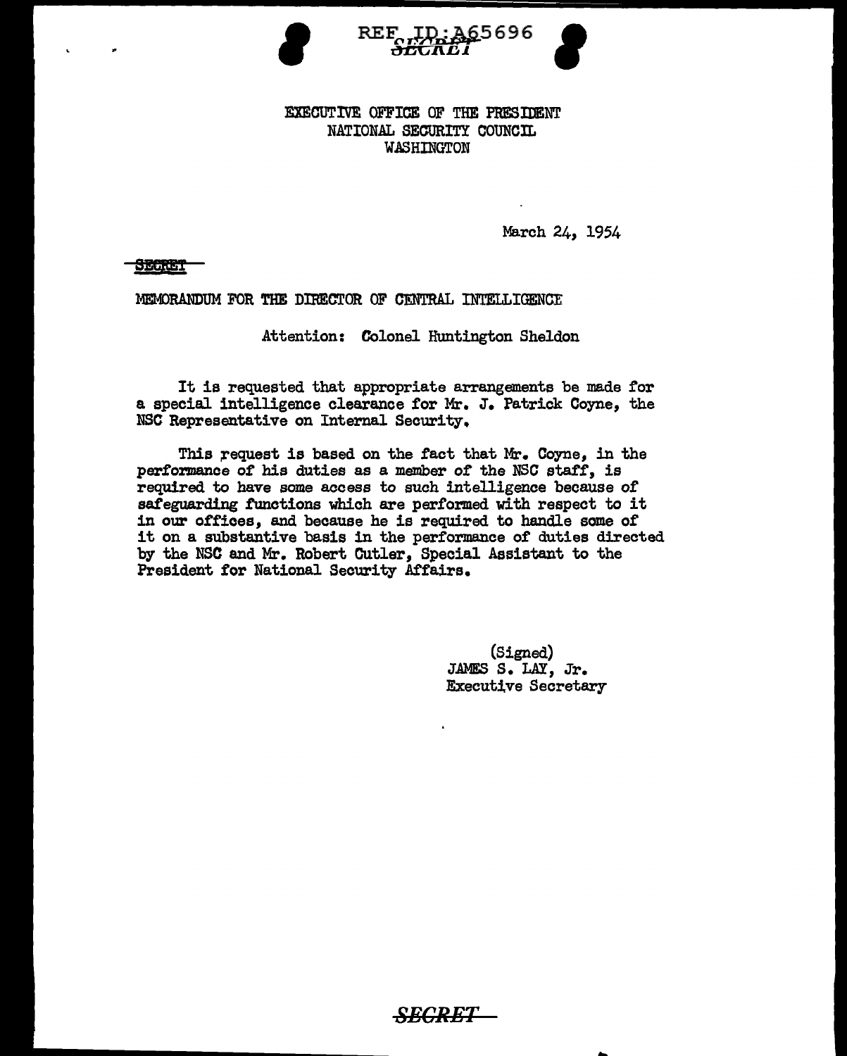REF ID:A65696

SECRET

EXECUTIVE OFFICE OF THE PRESIDENT
NATIONAL SECURITY COUNCIL
WASHINGTON

March 24, 1954

~~SECRET~~

MEMORANDUM FOR THE DIRECTOR OF CENTRAL INTELLIGENCE

Attention: Colonel Huntington Sheldon

It is requested that appropriate arrangements be made for a special intelligence clearance for Mr. J. Patrick Coyne, the NSC Representative on Internal Security.

This request is based on the fact that Mr. Coyne, in the performance of his duties as a member of the NSC staff, is required to have some access to such intelligence because of safeguarding functions which are performed with respect to it in our offices, and because he is required to handle some of it on a substantive basis in the performance of duties directed by the NSC and Mr. Robert Cutler, Special Assistant to the President for National Security Affairs.

(Signed)
JAMES S. LAY, Jr.
Executive Secretary

SECRET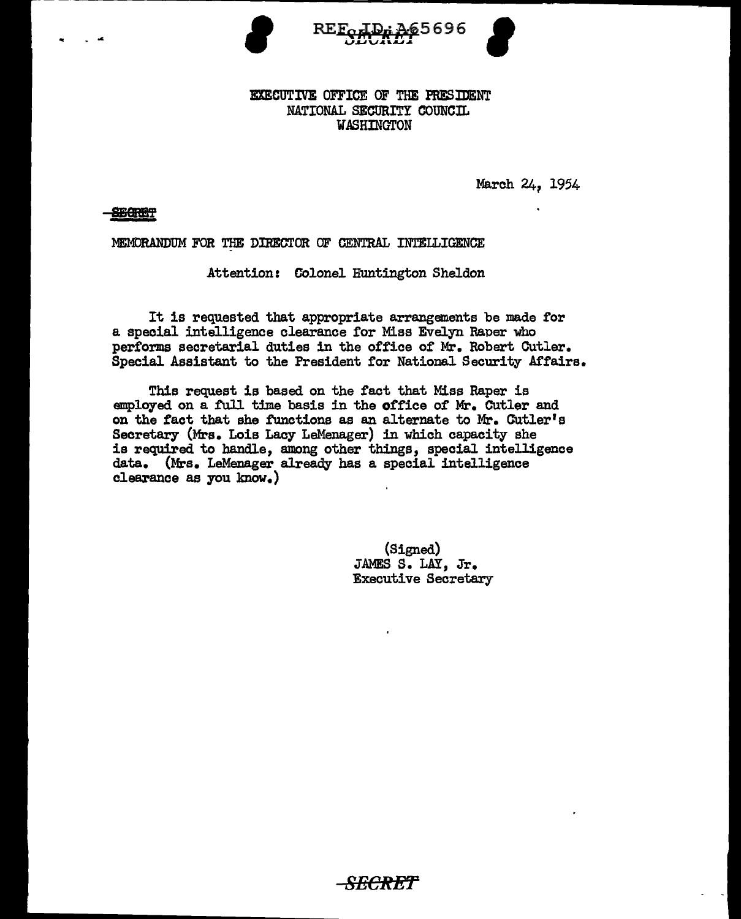REF ID:A65696

SECRET

EXECUTIVE OFFICE OF THE PRESIDENT
NATIONAL SECURITY COUNCIL
WASHINGTON

March 24, 1954

~~SECRET~~

MEMORANDUM FOR THE DIRECTOR OF CENTRAL INTELLIGENCE

Attention: Colonel Huntington Sheldon

It is requested that appropriate arrangements be made for a special intelligence clearance for Miss Evelyn Raper who performs secretarial duties in the office of Mr. Robert Cutler. Special Assistant to the President for National Security Affairs.

This request is based on the fact that Miss Raper is employed on a full time basis in the office of Mr. Cutler and on the fact that she functions as an alternate to Mr. Cutler's Secretary (Mrs. Lois Lacy LeMenager) in which capacity she is required to handle, among other things, special intelligence data. (Mrs. LeMenager already has a special intelligence clearance as you know.)

(Signed)
JAMES S. LAY, Jr.
Executive Secretary

~~SECRET~~